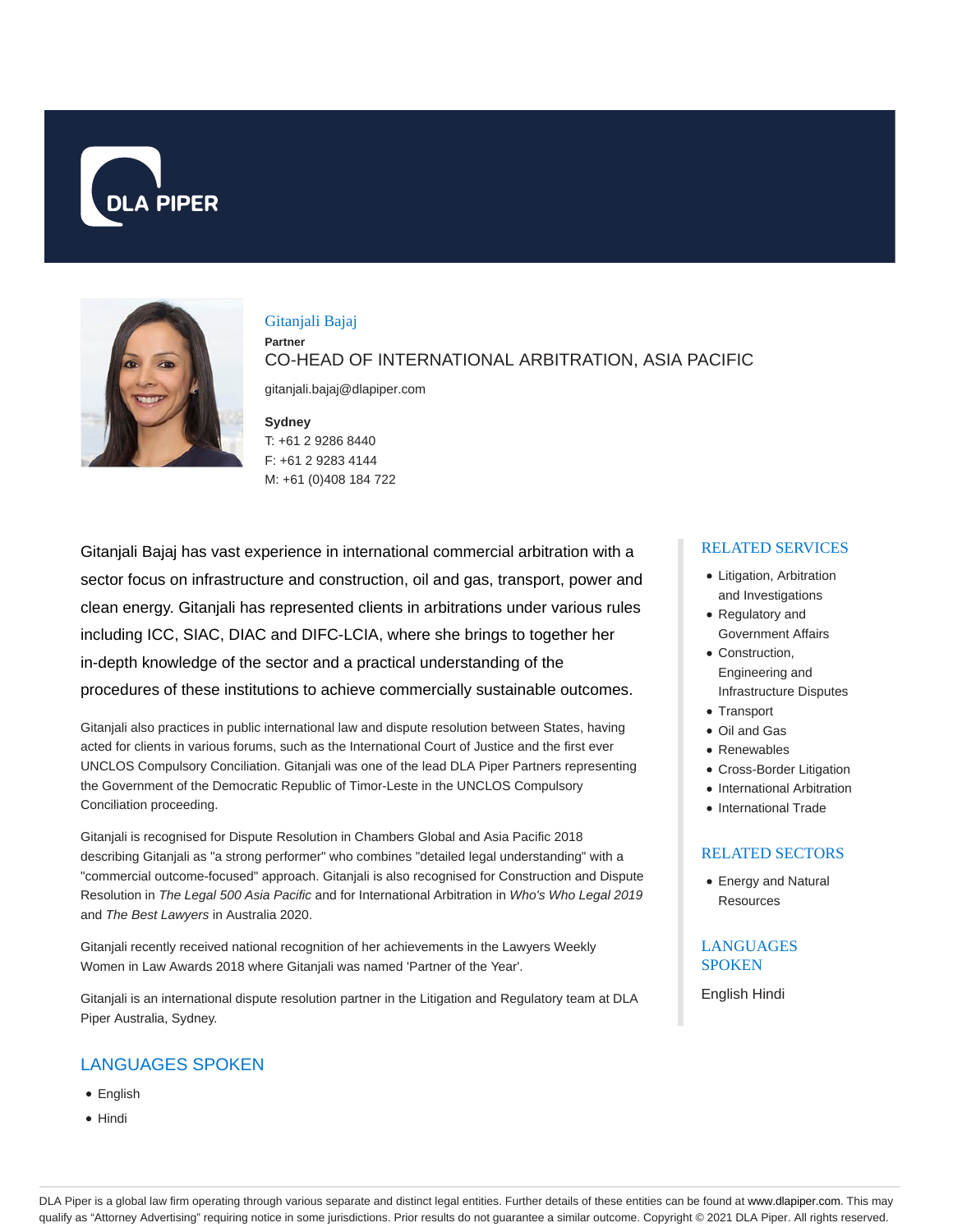# Gitanjali Bajaj

**Partner**

## CO-HEAD OF INTERNATIONAL ARBITRATION, ASIA PACIFIC

gitanjali.bajaj@dlapiper.com

**Sydney**

T: +61 2 9286 8440

F: +61 2 9283 4144

M: +61 (0)408 184 722

Gitanjali Bajaj has vast experience in international commercial arbitration with a sector focus on infrastructure and construction, oil and gas, transport, power and clean energy. Gitanjali has represented clients in arbitrations under various rules including ICC, SIAC, DIAC and DIFC-LCIA, where she brings to together her in-depth knowledge of the sector and a practical understanding of the procedures of these institutions to achieve commercially sustainable outcomes.

Gitanjali also practices in public international law and dispute resolution between States, having acted for clients in various forums, such as the International Court of Justice and the first ever UNCLOS Compulsory Conciliation. Gitanjali was one of the lead DLA Piper Partners representing the Government of the Democratic Republic of Timor-Leste in the UNCLOS Compulsory Conciliation proceeding.

Gitanjali is recognised for Dispute Resolution in Chambers Global and Asia Pacific 2018 describing Gitanjali as "a strong performer" who combines "detailed legal understanding" with a "commercial outcome-focused" approach. Gitanjali is also recognised for Construction and Dispute Resolution in *The Legal 500 Asia Pacific* and for International Arbitration in *Who's Who Legal 2019* and *The Best Lawyers* in Australia 2020.

Gitanjali recently received national recognition of her achievements in the Lawyers Weekly Women in Law Awards 2018 where Gitanjali was named 'Partner of the Year'.

Gitanjali is an international dispute resolution partner in the Litigation and Regulatory team at DLA Piper Australia, Sydney.

## LANGUAGES SPOKEN

- English
- Hindi

## RELATED SERVICES

- Litigation, Arbitration and Investigations
- Regulatory and Government Affairs
- Construction, Engineering and Infrastructure Disputes
- Transport
- Oil and Gas
- Renewables
- Cross-Border Litigation
- International Arbitration
- International Trade

## RELATED SECTORS

- Energy and Natural Resources

## LANGUAGES SPOKEN

English Hindi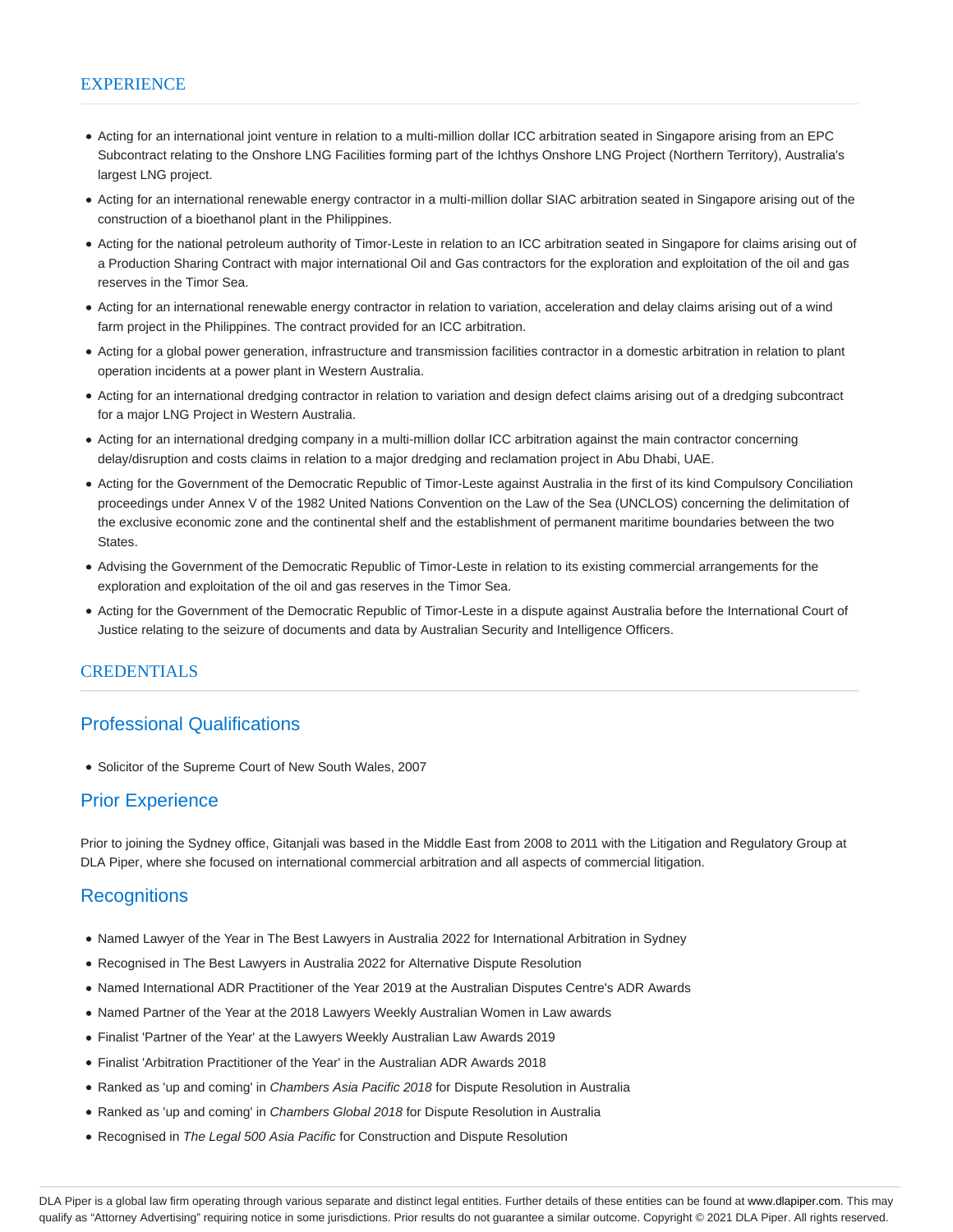## EXPERIENCE

- Acting for an international joint venture in relation to a multi-million dollar ICC arbitration seated in Singapore arising from an EPC Subcontract relating to the Onshore LNG Facilities forming part of the Ichthys Onshore LNG Project (Northern Territory), Australia's largest LNG project.
- Acting for an international renewable energy contractor in a multi-million dollar SIAC arbitration seated in Singapore arising out of the construction of a bioethanol plant in the Philippines.
- Acting for the national petroleum authority of Timor-Leste in relation to an ICC arbitration seated in Singapore for claims arising out of a Production Sharing Contract with major international Oil and Gas contractors for the exploration and exploitation of the oil and gas reserves in the Timor Sea.
- Acting for an international renewable energy contractor in relation to variation, acceleration and delay claims arising out of a wind farm project in the Philippines. The contract provided for an ICC arbitration.
- Acting for a global power generation, infrastructure and transmission facilities contractor in a domestic arbitration in relation to plant operation incidents at a power plant in Western Australia.
- Acting for an international dredging contractor in relation to variation and design defect claims arising out of a dredging subcontract for a major LNG Project in Western Australia.
- Acting for an international dredging company in a multi-million dollar ICC arbitration against the main contractor concerning delay/disruption and costs claims in relation to a major dredging and reclamation project in Abu Dhabi, UAE.
- Acting for the Government of the Democratic Republic of Timor-Leste against Australia in the first of its kind Compulsory Conciliation proceedings under Annex V of the 1982 United Nations Convention on the Law of the Sea (UNCLOS) concerning the delimitation of the exclusive economic zone and the continental shelf and the establishment of permanent maritime boundaries between the two States.
- Advising the Government of the Democratic Republic of Timor-Leste in relation to its existing commercial arrangements for the exploration and exploitation of the oil and gas reserves in the Timor Sea.
- Acting for the Government of the Democratic Republic of Timor-Leste in a dispute against Australia before the International Court of Justice relating to the seizure of documents and data by Australian Security and Intelligence Officers.

## CREDENTIALS

### Professional Qualifications

- Solicitor of the Supreme Court of New South Wales, 2007

### Prior Experience

Prior to joining the Sydney office, Gitanjali was based in the Middle East from 2008 to 2011 with the Litigation and Regulatory Group at DLA Piper, where she focused on international commercial arbitration and all aspects of commercial litigation.

### Recognitions

- Named Lawyer of the Year in The Best Lawyers in Australia 2022 for International Arbitration in Sydney
- Recognised in The Best Lawyers in Australia 2022 for Alternative Dispute Resolution
- Named International ADR Practitioner of the Year 2019 at the Australian Disputes Centre's ADR Awards
- Named Partner of the Year at the 2018 Lawyers Weekly Australian Women in Law awards
- Finalist 'Partner of the Year' at the Lawyers Weekly Australian Law Awards 2019
- Finalist 'Arbitration Practitioner of the Year' in the Australian ADR Awards 2018
- Ranked as 'up and coming' in *Chambers Asia Pacific 2018* for Dispute Resolution in Australia
- Ranked as 'up and coming' in *Chambers Global 2018* for Dispute Resolution in Australia
- Recognised in *The Legal 500 Asia Pacific* for Construction and Dispute Resolution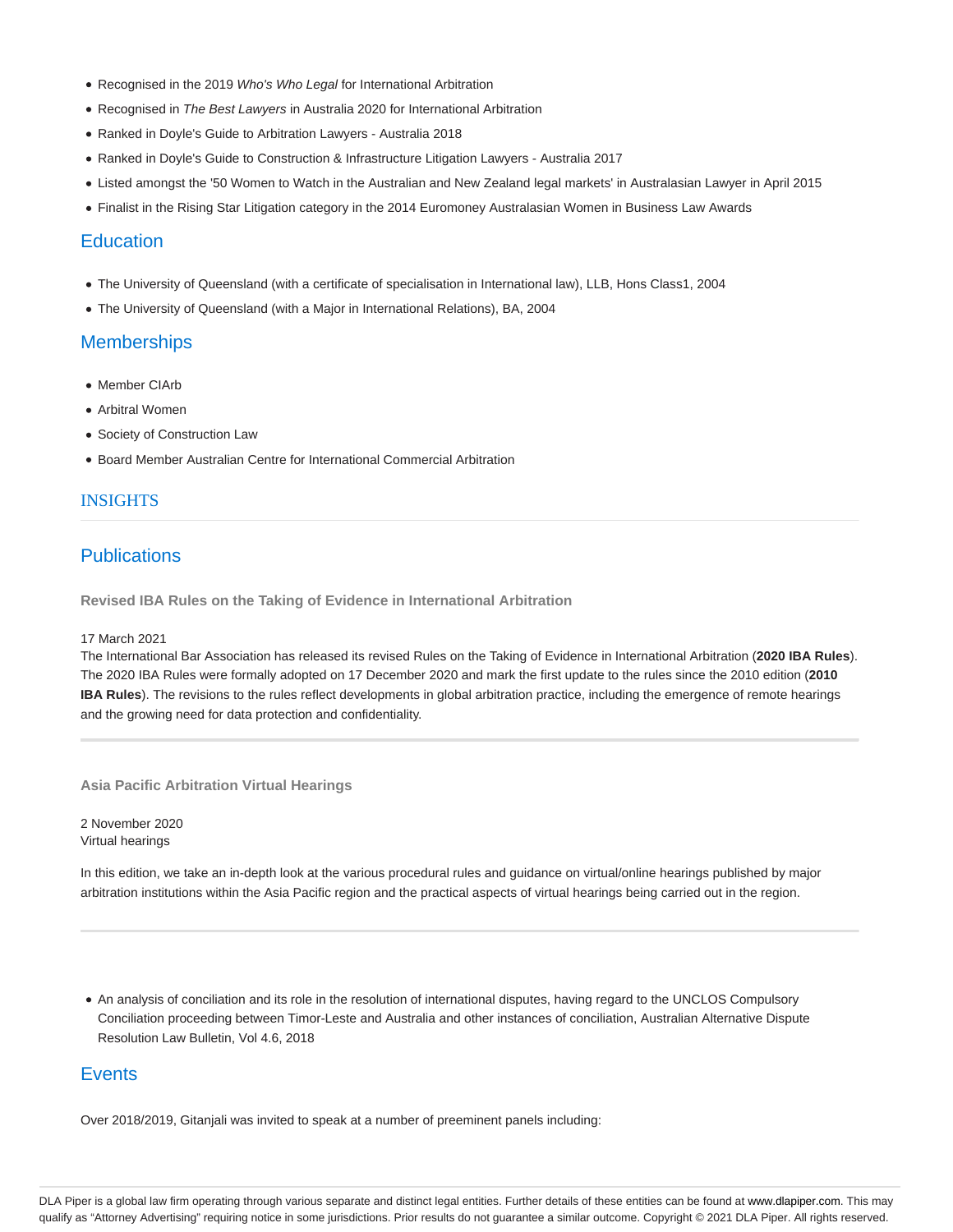- Recognised in the 2019 *Who's Who Legal* for International Arbitration
- Recognised in *The Best Lawyers* in Australia 2020 for International Arbitration
- Ranked in Doyle's Guide to Arbitration Lawyers - Australia 2018
- Ranked in Doyle's Guide to Construction & Infrastructure Litigation Lawyers - Australia 2017
- Listed amongst the '50 Women to Watch in the Australian and New Zealand legal markets' in Australasian Lawyer in April 2015
- Finalist in the Rising Star Litigation category in the 2014 Euromoney Australasian Women in Business Law Awards

## Education

- The University of Queensland (with a certificate of specialisation in International law), LLB, Hons Class1, 2004
- The University of Queensland (with a Major in International Relations), BA, 2004

## Memberships

- Member CIArb
- Arbitral Women
- Society of Construction Law
- Board Member Australian Centre for International Commercial Arbitration

## INSIGHTS

## Publications

### Revised IBA Rules on the Taking of Evidence in International Arbitration

17 March 2021
The International Bar Association has released its revised Rules on the Taking of Evidence in International Arbitration (**2020 IBA Rules**). The 2020 IBA Rules were formally adopted on 17 December 2020 and mark the first update to the rules since the 2010 edition (**2010 IBA Rules**). The revisions to the rules reflect developments in global arbitration practice, including the emergence of remote hearings and the growing need for data protection and confidentiality.

### Asia Pacific Arbitration Virtual Hearings

2 November 2020
Virtual hearings

In this edition, we take an in-depth look at the various procedural rules and guidance on virtual/online hearings published by major arbitration institutions within the Asia Pacific region and the practical aspects of virtual hearings being carried out in the region.

- An analysis of conciliation and its role in the resolution of international disputes, having regard to the UNCLOS Compulsory Conciliation proceeding between Timor-Leste and Australia and other instances of conciliation, Australian Alternative Dispute Resolution Law Bulletin, Vol 4.6, 2018

## Events

Over 2018/2019, Gitanjali was invited to speak at a number of preeminent panels including: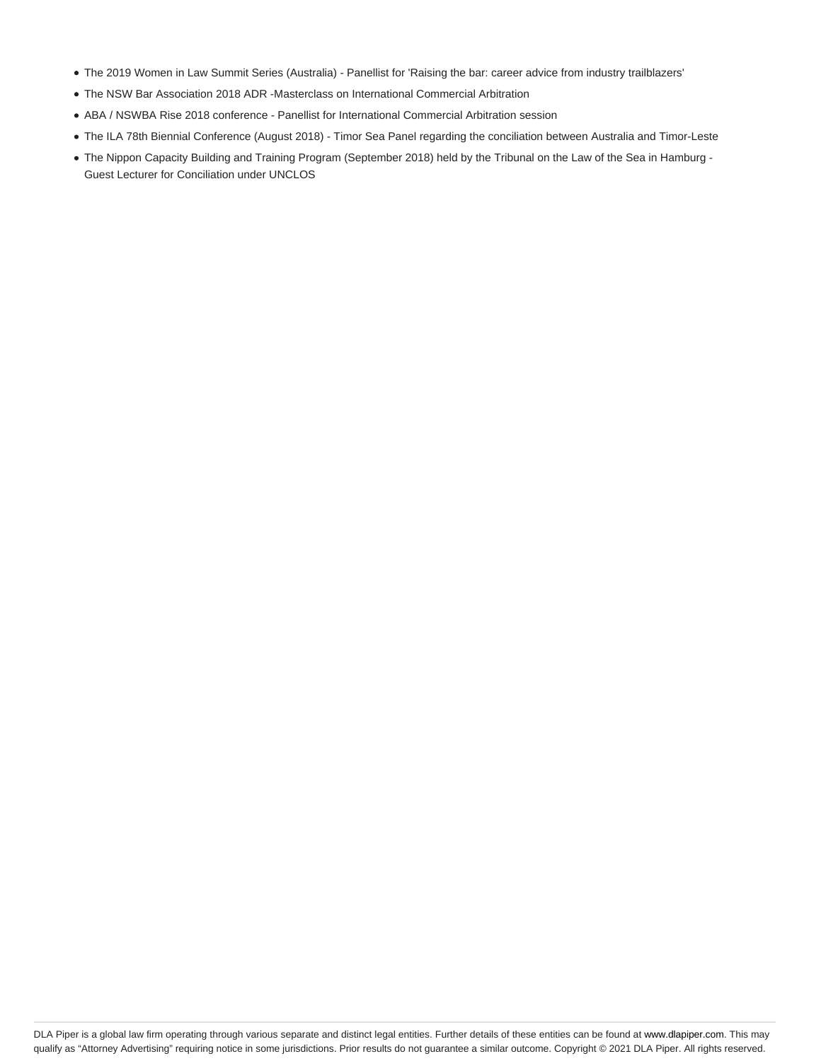- The 2019 Women in Law Summit Series (Australia) - Panellist for 'Raising the bar: career advice from industry trailblazers'
- The NSW Bar Association 2018 ADR -Masterclass on International Commercial Arbitration
- ABA / NSWBA Rise 2018 conference - Panellist for International Commercial Arbitration session
- The ILA 78th Biennial Conference (August 2018) - Timor Sea Panel regarding the conciliation between Australia and Timor-Leste
- The Nippon Capacity Building and Training Program (September 2018) held by the Tribunal on the Law of the Sea in Hamburg - Guest Lecturer for Conciliation under UNCLOS

DLA Piper is a global law firm operating through various separate and distinct legal entities. Further details of these entities can be found at www.dlapiper.com. This may qualify as "Attorney Advertising" requiring notice in some jurisdictions. Prior results do not guarantee a similar outcome. Copyright © 2021 DLA Piper. All rights reserved.